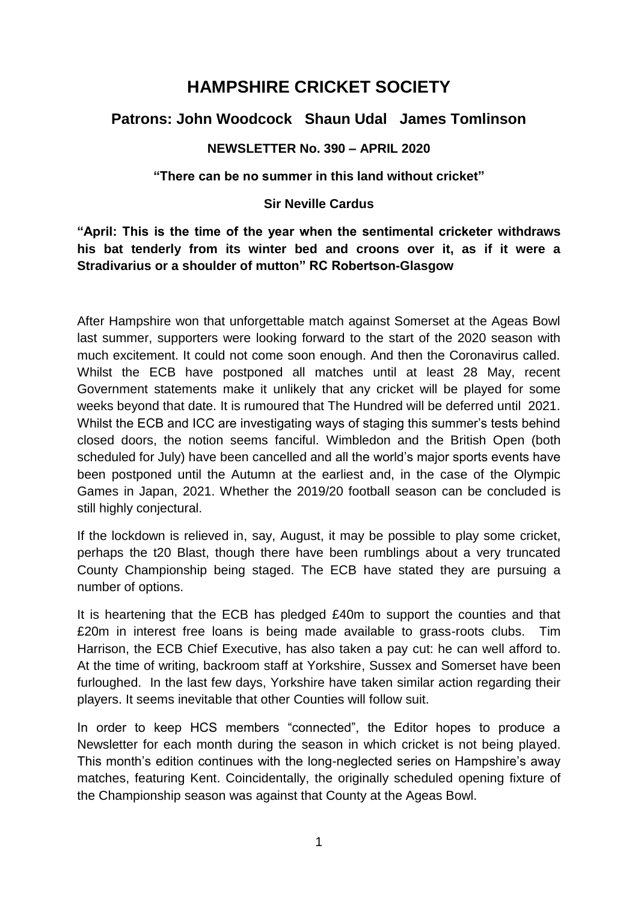# HAMPSHIRE CRICKET SOCIETY

## Patrons: John Woodcock   Shaun Udal   James Tomlinson

### NEWSLETTER No. 390 – APRIL 2020

**"There can be no summer in this land without cricket"**

**Sir Neville Cardus**

**"April: This is the time of the year when the sentimental cricketer withdraws his bat tenderly from its winter bed and croons over it, as if it were a Stradivarius or a shoulder of mutton" RC Robertson-Glasgow**

After Hampshire won that unforgettable match against Somerset at the Ageas Bowl last summer, supporters were looking forward to the start of the 2020 season with much excitement. It could not come soon enough. And then the Coronavirus called. Whilst the ECB have postponed all matches until at least 28 May, recent Government statements make it unlikely that any cricket will be played for some weeks beyond that date. It is rumoured that The Hundred will be deferred until 2021. Whilst the ECB and ICC are investigating ways of staging this summer's tests behind closed doors, the notion seems fanciful. Wimbledon and the British Open (both scheduled for July) have been cancelled and all the world's major sports events have been postponed until the Autumn at the earliest and, in the case of the Olympic Games in Japan, 2021. Whether the 2019/20 football season can be concluded is still highly conjectural.

If the lockdown is relieved in, say, August, it may be possible to play some cricket, perhaps the t20 Blast, though there have been rumblings about a very truncated County Championship being staged. The ECB have stated they are pursuing a number of options.

It is heartening that the ECB has pledged £40m to support the counties and that £20m in interest free loans is being made available to grass-roots clubs. Tim Harrison, the ECB Chief Executive, has also taken a pay cut: he can well afford to. At the time of writing, backroom staff at Yorkshire, Sussex and Somerset have been furloughed. In the last few days, Yorkshire have taken similar action regarding their players. It seems inevitable that other Counties will follow suit.

In order to keep HCS members "connected", the Editor hopes to produce a Newsletter for each month during the season in which cricket is not being played. This month's edition continues with the long-neglected series on Hampshire's away matches, featuring Kent. Coincidentally, the originally scheduled opening fixture of the Championship season was against that County at the Ageas Bowl.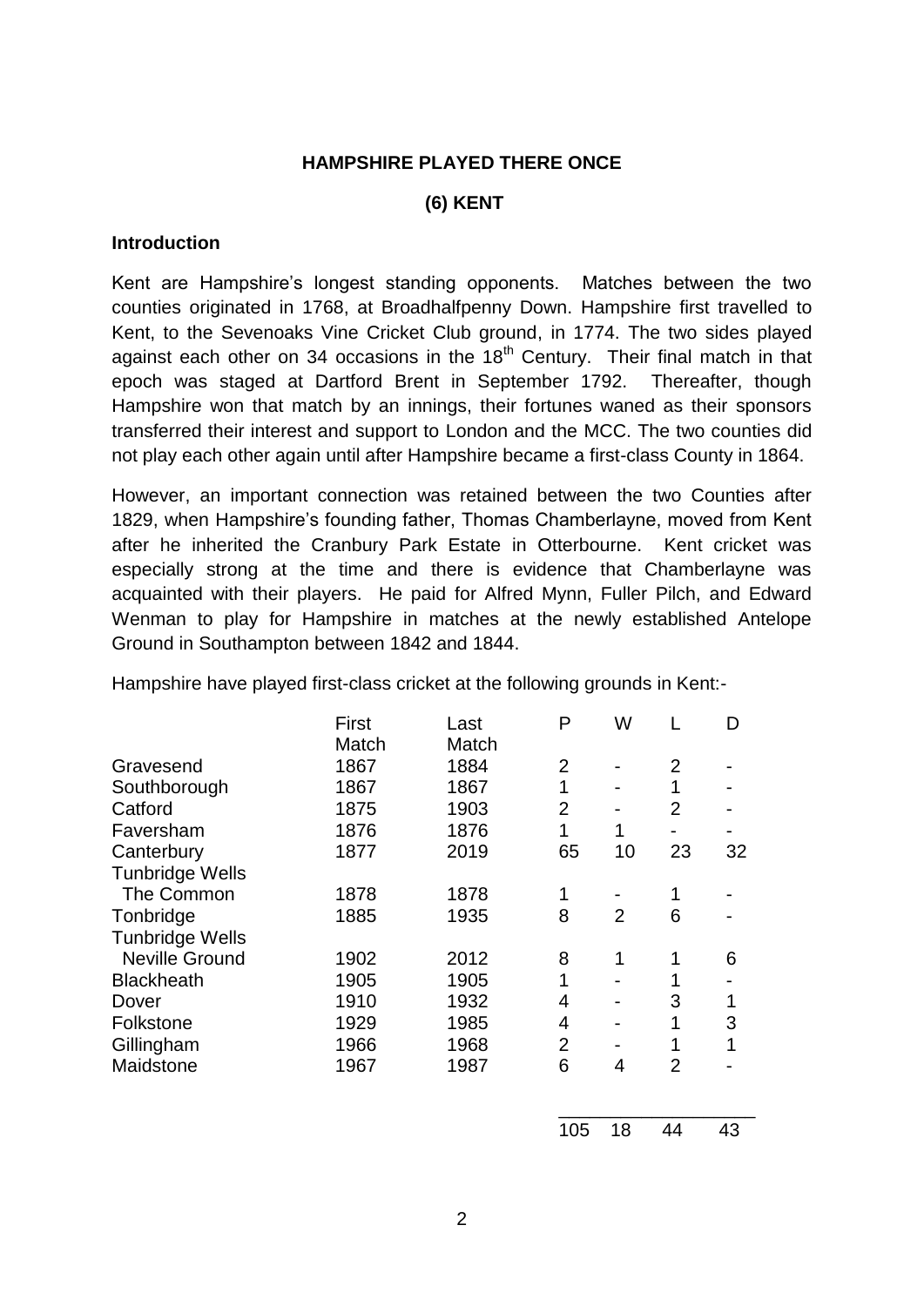**HAMPSHIRE PLAYED THERE ONCE**

**(6) KENT**

**Introduction**

Kent are Hampshire's longest standing opponents. Matches between the two counties originated in 1768, at Broadhalfpenny Down. Hampshire first travelled to Kent, to the Sevenoaks Vine Cricket Club ground, in 1774. The two sides played against each other on 34 occasions in the 18th Century. Their final match in that epoch was staged at Dartford Brent in September 1792. Thereafter, though Hampshire won that match by an innings, their fortunes waned as their sponsors transferred their interest and support to London and the MCC. The two counties did not play each other again until after Hampshire became a first-class County in 1864.

However, an important connection was retained between the two Counties after 1829, when Hampshire's founding father, Thomas Chamberlayne, moved from Kent after he inherited the Cranbury Park Estate in Otterbourne. Kent cricket was especially strong at the time and there is evidence that Chamberlayne was acquainted with their players. He paid for Alfred Mynn, Fuller Pilch, and Edward Wenman to play for Hampshire in matches at the newly established Antelope Ground in Southampton between 1842 and 1844.

Hampshire have played first-class cricket at the following grounds in Kent:-

| | First Match | Last Match | P | W | L | D |
|---|---|---|---|---|---|---|
| Gravesend | 1867 | 1884 | 2 | - | 2 | - |
| Southborough | 1867 | 1867 | 1 | - | 1 | - |
| Catford | 1875 | 1903 | 2 | - | 2 | - |
| Faversham | 1876 | 1876 | 1 | 1 | - | - |
| Canterbury | 1877 | 2019 | 65 | 10 | 23 | 32 |
| Tunbridge Wells The Common | 1878 | 1878 | 1 | - | 1 | - |
| Tonbridge | 1885 | 1935 | 8 | 2 | 6 | - |
| Tunbridge Wells Neville Ground | 1902 | 2012 | 8 | 1 | 1 | 6 |
| Blackheath | 1905 | 1905 | 1 | - | 1 | - |
| Dover | 1910 | 1932 | 4 | - | 3 | 1 |
| Folkstone | 1929 | 1985 | 4 | - | 1 | 3 |
| Gillingham | 1966 | 1968 | 2 | - | 1 | 1 |
| Maidstone | 1967 | 1987 | 6 | 4 | 2 | - |
| | | | 105 | 18 | 44 | 43 |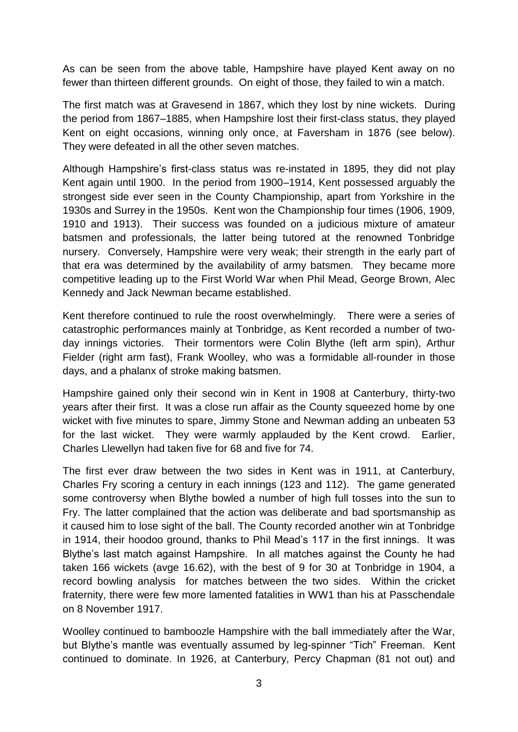As can be seen from the above table, Hampshire have played Kent away on no fewer than thirteen different grounds. On eight of those, they failed to win a match.

The first match was at Gravesend in 1867, which they lost by nine wickets. During the period from 1867–1885, when Hampshire lost their first-class status, they played Kent on eight occasions, winning only once, at Faversham in 1876 (see below). They were defeated in all the other seven matches.

Although Hampshire's first-class status was re-instated in 1895, they did not play Kent again until 1900. In the period from 1900–1914, Kent possessed arguably the strongest side ever seen in the County Championship, apart from Yorkshire in the 1930s and Surrey in the 1950s. Kent won the Championship four times (1906, 1909, 1910 and 1913). Their success was founded on a judicious mixture of amateur batsmen and professionals, the latter being tutored at the renowned Tonbridge nursery. Conversely, Hampshire were very weak; their strength in the early part of that era was determined by the availability of army batsmen. They became more competitive leading up to the First World War when Phil Mead, George Brown, Alec Kennedy and Jack Newman became established.

Kent therefore continued to rule the roost overwhelmingly. There were a series of catastrophic performances mainly at Tonbridge, as Kent recorded a number of two-day innings victories. Their tormentors were Colin Blythe (left arm spin), Arthur Fielder (right arm fast), Frank Woolley, who was a formidable all-rounder in those days, and a phalanx of stroke making batsmen.

Hampshire gained only their second win in Kent in 1908 at Canterbury, thirty-two years after their first. It was a close run affair as the County squeezed home by one wicket with five minutes to spare, Jimmy Stone and Newman adding an unbeaten 53 for the last wicket. They were warmly applauded by the Kent crowd. Earlier, Charles Llewellyn had taken five for 68 and five for 74.

The first ever draw between the two sides in Kent was in 1911, at Canterbury, Charles Fry scoring a century in each innings (123 and 112). The game generated some controversy when Blythe bowled a number of high full tosses into the sun to Fry. The latter complained that the action was deliberate and bad sportsmanship as it caused him to lose sight of the ball. The County recorded another win at Tonbridge in 1914, their hoodoo ground, thanks to Phil Mead's 117 in the first innings. It was Blythe's last match against Hampshire. In all matches against the County he had taken 166 wickets (avge 16.62), with the best of 9 for 30 at Tonbridge in 1904, a record bowling analysis for matches between the two sides. Within the cricket fraternity, there were few more lamented fatalities in WW1 than his at Passchendale on 8 November 1917.

Woolley continued to bamboozle Hampshire with the ball immediately after the War, but Blythe's mantle was eventually assumed by leg-spinner "Tich" Freeman. Kent continued to dominate. In 1926, at Canterbury, Percy Chapman (81 not out) and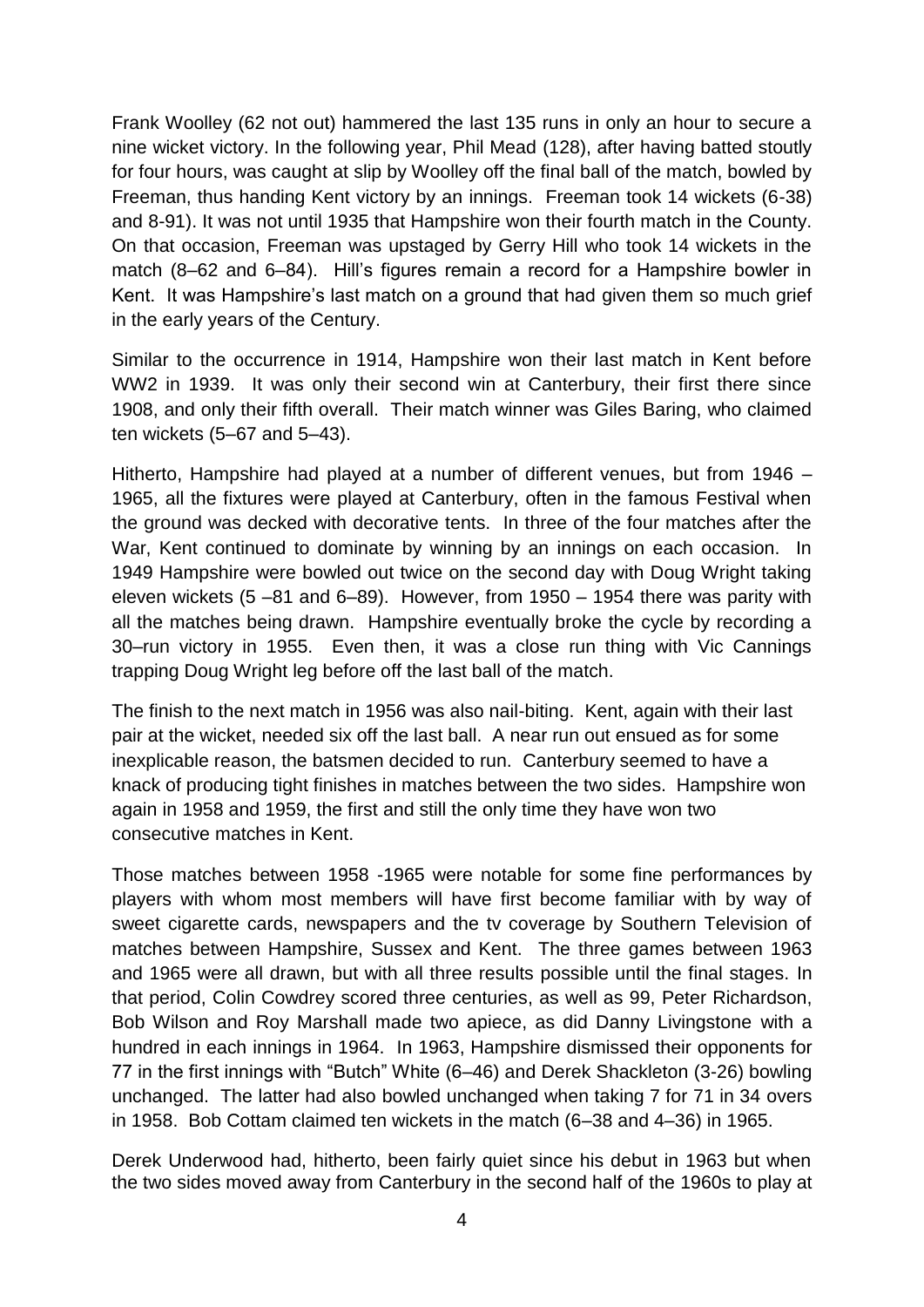Frank Woolley (62 not out) hammered the last 135 runs in only an hour to secure a nine wicket victory. In the following year, Phil Mead (128), after having batted stoutly for four hours, was caught at slip by Woolley off the final ball of the match, bowled by Freeman, thus handing Kent victory by an innings. Freeman took 14 wickets (6-38) and 8-91). It was not until 1935 that Hampshire won their fourth match in the County. On that occasion, Freeman was upstaged by Gerry Hill who took 14 wickets in the match (8–62 and 6–84). Hill's figures remain a record for a Hampshire bowler in Kent. It was Hampshire's last match on a ground that had given them so much grief in the early years of the Century.

Similar to the occurrence in 1914, Hampshire won their last match in Kent before WW2 in 1939. It was only their second win at Canterbury, their first there since 1908, and only their fifth overall. Their match winner was Giles Baring, who claimed ten wickets (5–67 and 5–43).

Hitherto, Hampshire had played at a number of different venues, but from 1946 – 1965, all the fixtures were played at Canterbury, often in the famous Festival when the ground was decked with decorative tents. In three of the four matches after the War, Kent continued to dominate by winning by an innings on each occasion. In 1949 Hampshire were bowled out twice on the second day with Doug Wright taking eleven wickets (5 –81 and 6–89). However, from 1950 – 1954 there was parity with all the matches being drawn. Hampshire eventually broke the cycle by recording a 30–run victory in 1955. Even then, it was a close run thing with Vic Cannings trapping Doug Wright leg before off the last ball of the match.

The finish to the next match in 1956 was also nail-biting. Kent, again with their last pair at the wicket, needed six off the last ball. A near run out ensued as for some inexplicable reason, the batsmen decided to run. Canterbury seemed to have a knack of producing tight finishes in matches between the two sides. Hampshire won again in 1958 and 1959, the first and still the only time they have won two consecutive matches in Kent.

Those matches between 1958 -1965 were notable for some fine performances by players with whom most members will have first become familiar with by way of sweet cigarette cards, newspapers and the tv coverage by Southern Television of matches between Hampshire, Sussex and Kent. The three games between 1963 and 1965 were all drawn, but with all three results possible until the final stages. In that period, Colin Cowdrey scored three centuries, as well as 99, Peter Richardson, Bob Wilson and Roy Marshall made two apiece, as did Danny Livingstone with a hundred in each innings in 1964. In 1963, Hampshire dismissed their opponents for 77 in the first innings with "Butch" White (6–46) and Derek Shackleton (3-26) bowling unchanged. The latter had also bowled unchanged when taking 7 for 71 in 34 overs in 1958. Bob Cottam claimed ten wickets in the match (6–38 and 4–36) in 1965.

Derek Underwood had, hitherto, been fairly quiet since his debut in 1963 but when the two sides moved away from Canterbury in the second half of the 1960s to play at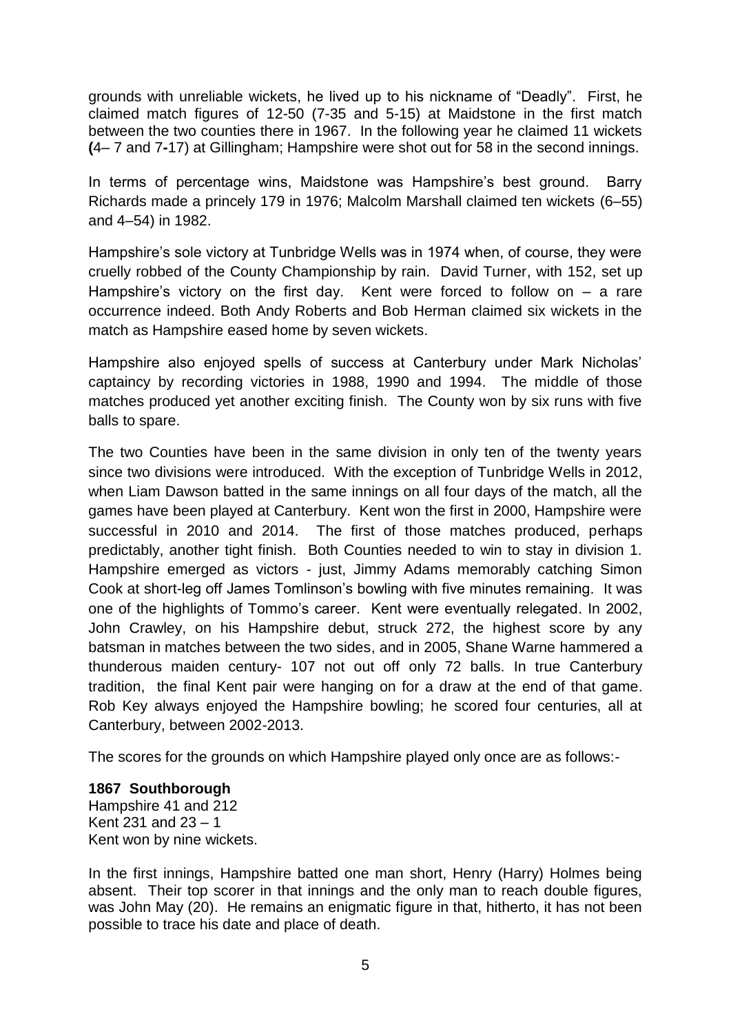grounds with unreliable wickets, he lived up to his nickname of "Deadly". First, he claimed match figures of 12-50 (7-35 and 5-15) at Maidstone in the first match between the two counties there in 1967. In the following year he claimed 11 wickets (4– 7 and 7-17) at Gillingham; Hampshire were shot out for 58 in the second innings.

In terms of percentage wins, Maidstone was Hampshire's best ground. Barry Richards made a princely 179 in 1976; Malcolm Marshall claimed ten wickets (6–55) and 4–54) in 1982.

Hampshire's sole victory at Tunbridge Wells was in 1974 when, of course, they were cruelly robbed of the County Championship by rain. David Turner, with 152, set up Hampshire's victory on the first day. Kent were forced to follow on – a rare occurrence indeed. Both Andy Roberts and Bob Herman claimed six wickets in the match as Hampshire eased home by seven wickets.

Hampshire also enjoyed spells of success at Canterbury under Mark Nicholas' captaincy by recording victories in 1988, 1990 and 1994. The middle of those matches produced yet another exciting finish. The County won by six runs with five balls to spare.

The two Counties have been in the same division in only ten of the twenty years since two divisions were introduced. With the exception of Tunbridge Wells in 2012, when Liam Dawson batted in the same innings on all four days of the match, all the games have been played at Canterbury. Kent won the first in 2000, Hampshire were successful in 2010 and 2014. The first of those matches produced, perhaps predictably, another tight finish. Both Counties needed to win to stay in division 1. Hampshire emerged as victors - just, Jimmy Adams memorably catching Simon Cook at short-leg off James Tomlinson's bowling with five minutes remaining. It was one of the highlights of Tommo's career. Kent were eventually relegated. In 2002, John Crawley, on his Hampshire debut, struck 272, the highest score by any batsman in matches between the two sides, and in 2005, Shane Warne hammered a thunderous maiden century- 107 not out off only 72 balls. In true Canterbury tradition, the final Kent pair were hanging on for a draw at the end of that game. Rob Key always enjoyed the Hampshire bowling; he scored four centuries, all at Canterbury, between 2002-2013.

The scores for the grounds on which Hampshire played only once are as follows:-

**1867 Southborough**
Hampshire 41 and 212
Kent 231 and 23 – 1
Kent won by nine wickets.

In the first innings, Hampshire batted one man short, Henry (Harry) Holmes being absent. Their top scorer in that innings and the only man to reach double figures, was John May (20). He remains an enigmatic figure in that, hitherto, it has not been possible to trace his date and place of death.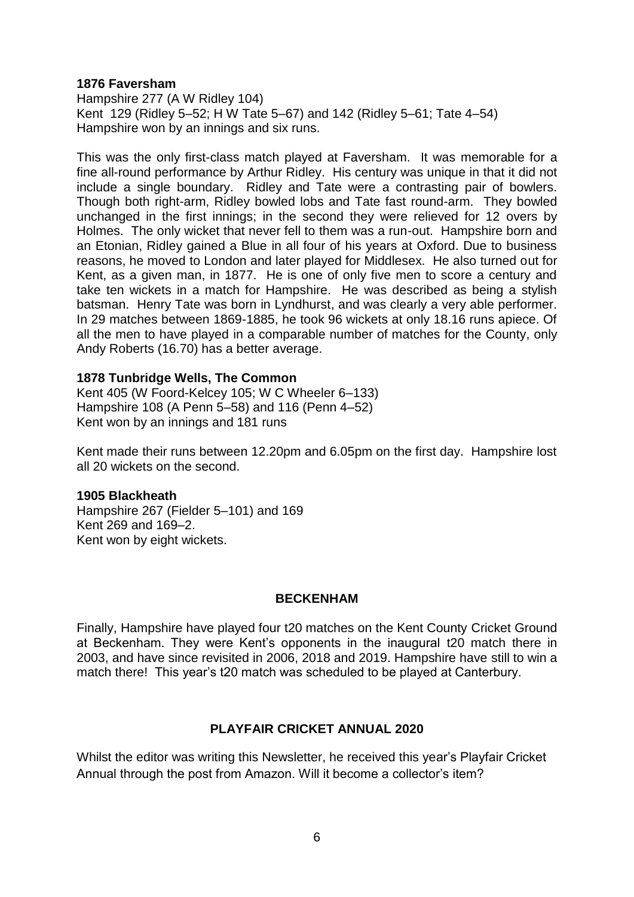**1876 Faversham**

Hampshire 277 (A W Ridley 104)
Kent 129 (Ridley 5–52; H W Tate 5–67) and 142 (Ridley 5–61; Tate 4–54)
Hampshire won by an innings and six runs.

This was the only first-class match played at Faversham. It was memorable for a fine all-round performance by Arthur Ridley. His century was unique in that it did not include a single boundary. Ridley and Tate were a contrasting pair of bowlers. Though both right-arm, Ridley bowled lobs and Tate fast round-arm. They bowled unchanged in the first innings; in the second they were relieved for 12 overs by Holmes. The only wicket that never fell to them was a run-out. Hampshire born and an Etonian, Ridley gained a Blue in all four of his years at Oxford. Due to business reasons, he moved to London and later played for Middlesex. He also turned out for Kent, as a given man, in 1877. He is one of only five men to score a century and take ten wickets in a match for Hampshire. He was described as being a stylish batsman. Henry Tate was born in Lyndhurst, and was clearly a very able performer. In 29 matches between 1869-1885, he took 96 wickets at only 18.16 runs apiece. Of all the men to have played in a comparable number of matches for the County, only Andy Roberts (16.70) has a better average.

**1878 Tunbridge Wells, The Common**

Kent 405 (W Foord-Kelcey 105; W C Wheeler 6–133)
Hampshire 108 (A Penn 5–58) and 116 (Penn 4–52)
Kent won by an innings and 181 runs

Kent made their runs between 12.20pm and 6.05pm on the first day. Hampshire lost all 20 wickets on the second.

**1905 Blackheath**

Hampshire 267 (Fielder 5–101) and 169
Kent 269 and 169–2.
Kent won by eight wickets.

## BECKENHAM

Finally, Hampshire have played four t20 matches on the Kent County Cricket Ground at Beckenham. They were Kent's opponents in the inaugural t20 match there in 2003, and have since revisited in 2006, 2018 and 2019. Hampshire have still to win a match there! This year's t20 match was scheduled to be played at Canterbury.

## PLAYFAIR CRICKET ANNUAL 2020

Whilst the editor was writing this Newsletter, he received this year's Playfair Cricket Annual through the post from Amazon. Will it become a collector's item?